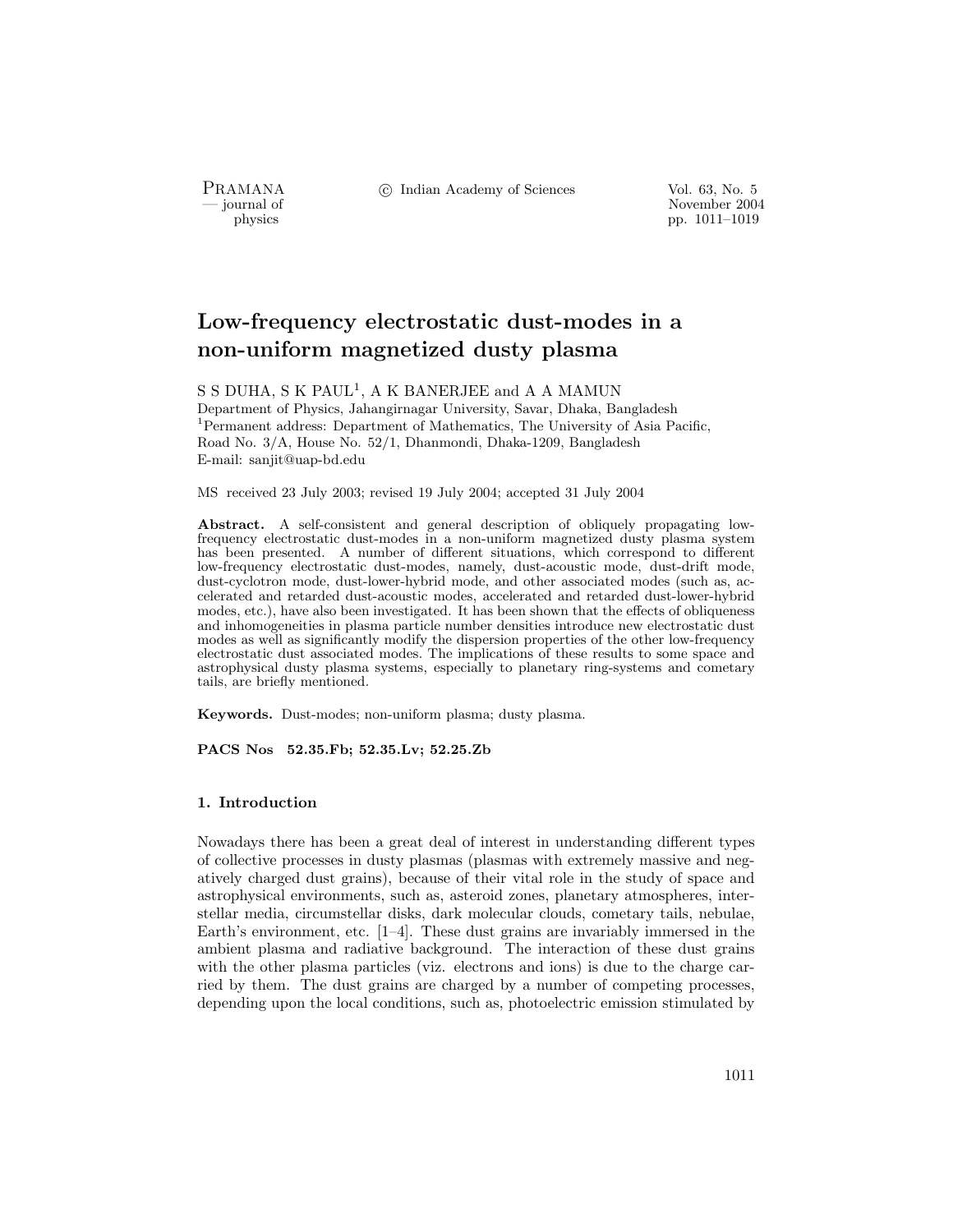# Low-frequency electrostatic dust-modes in a non-uniform magnetized dusty plasma

S S DUHA, S K PAUL[1], A K BANERJEE and A A MAMUN

Department of Physics, Jahangirnagar University, Savar, Dhaka, Bangladesh

[1]Permanent address: Department of Mathematics, The University of Asia Pacific, Road No. 3/A, House No. 52/1, Dhanmondi, Dhaka-1209, Bangladesh

E-mail: sanjit@uap-bd.edu

MS received 23 July 2003; revised 19 July 2004; accepted 31 July 2004

**Abstract.** A self-consistent and general description of obliquely propagating low-frequency electrostatic dust-modes in a non-uniform magnetized dusty plasma system has been presented. A number of different situations, which correspond to different low-frequency electrostatic dust-modes, namely, dust-acoustic mode, dust-drift mode, dust-cyclotron mode, dust-lower-hybrid mode, and other associated modes (such as, accelerated and retarded dust-acoustic modes, accelerated and retarded dust-lower-hybrid modes, etc.), have also been investigated. It has been shown that the effects of obliqueness and inhomogeneities in plasma particle number densities introduce new electrostatic dust modes as well as significantly modify the dispersion properties of the other low-frequency electrostatic dust associated modes. The implications of these results to some space and astrophysical dusty plasma systems, especially to planetary ring-systems and cometary tails, are briefly mentioned.

**Keywords.** Dust-modes; non-uniform plasma; dusty plasma.

**PACS Nos 52.35.Fb; 52.35.Lv; 52.25.Zb**

## 1. Introduction

Nowadays there has been a great deal of interest in understanding different types of collective processes in dusty plasmas (plasmas with extremely massive and negatively charged dust grains), because of their vital role in the study of space and astrophysical environments, such as, asteroid zones, planetary atmospheres, interstellar media, circumstellar disks, dark molecular clouds, cometary tails, nebulae, Earth's environment, etc. [1–4]. These dust grains are invariably immersed in the ambient plasma and radiative background. The interaction of these dust grains with the other plasma particles (viz. electrons and ions) is due to the charge carried by them. The dust grains are charged by a number of competing processes, depending upon the local conditions, such as, photoelectric emission stimulated by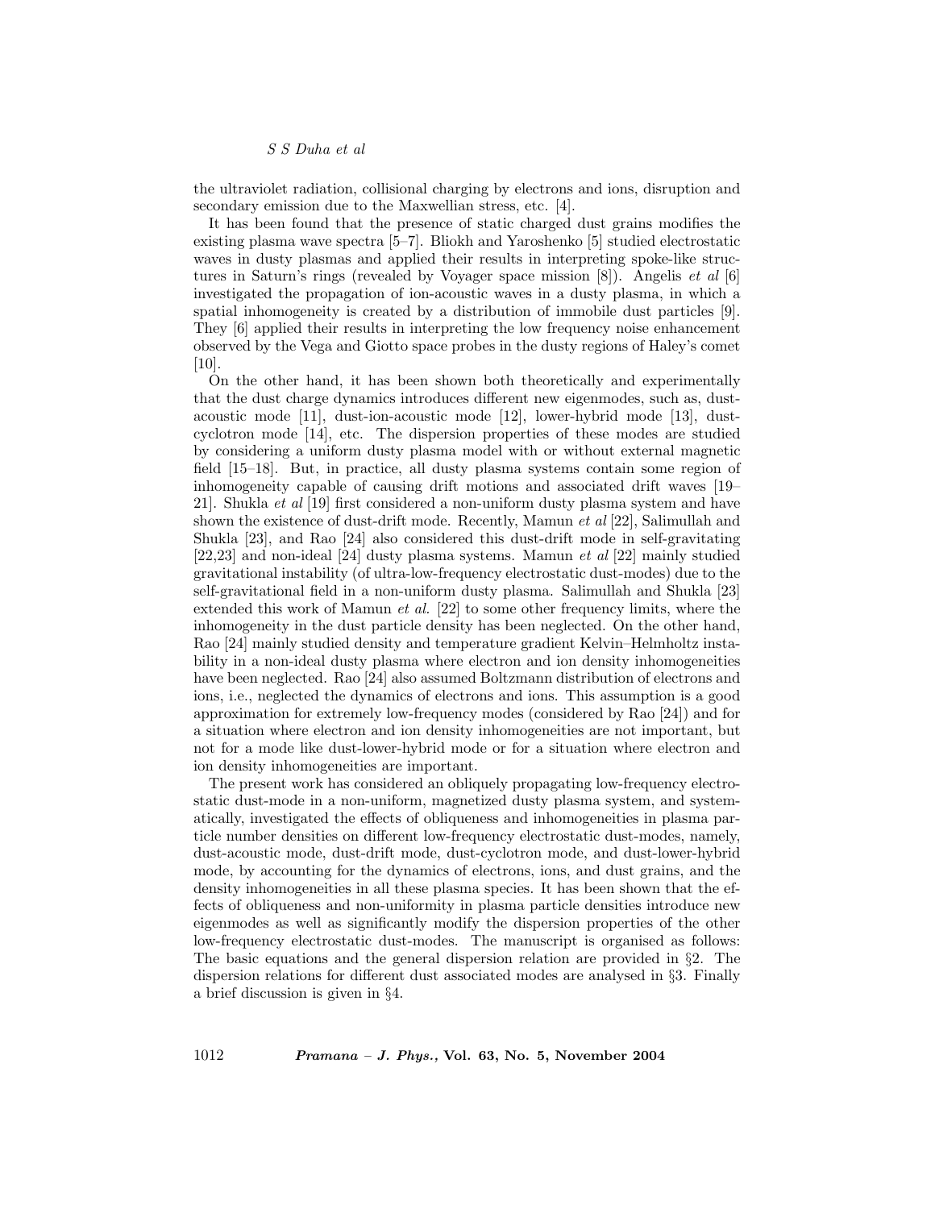the ultraviolet radiation, collisional charging by electrons and ions, disruption and secondary emission due to the Maxwellian stress, etc. [4].

It has been found that the presence of static charged dust grains modifies the existing plasma wave spectra [5–7]. Bliokh and Yaroshenko [5] studied electrostatic waves in dusty plasmas and applied their results in interpreting spoke-like structures in Saturn's rings (revealed by Voyager space mission [8]). Angelis *et al* [6] investigated the propagation of ion-acoustic waves in a dusty plasma, in which a spatial inhomogeneity is created by a distribution of immobile dust particles [9]. They [6] applied their results in interpreting the low frequency noise enhancement observed by the Vega and Giotto space probes in the dusty regions of Haley's comet [10].

On the other hand, it has been shown both theoretically and experimentally that the dust charge dynamics introduces different new eigenmodes, such as, dust-acoustic mode [11], dust-ion-acoustic mode [12], lower-hybrid mode [13], dust-cyclotron mode [14], etc. The dispersion properties of these modes are studied by considering a uniform dusty plasma model with or without external magnetic field [15–18]. But, in practice, all dusty plasma systems contain some region of inhomogeneity capable of causing drift motions and associated drift waves [19–21]. Shukla *et al* [19] first considered a non-uniform dusty plasma system and have shown the existence of dust-drift mode. Recently, Mamun *et al* [22], Salimullah and Shukla [23], and Rao [24] also considered this dust-drift mode in self-gravitating [22,23] and non-ideal [24] dusty plasma systems. Mamun *et al* [22] mainly studied gravitational instability (of ultra-low-frequency electrostatic dust-modes) due to the self-gravitational field in a non-uniform dusty plasma. Salimullah and Shukla [23] extended this work of Mamun *et al.* [22] to some other frequency limits, where the inhomogeneity in the dust particle density has been neglected. On the other hand, Rao [24] mainly studied density and temperature gradient Kelvin–Helmholtz instability in a non-ideal dusty plasma where electron and ion density inhomogeneities have been neglected. Rao [24] also assumed Boltzmann distribution of electrons and ions, i.e., neglected the dynamics of electrons and ions. This assumption is a good approximation for extremely low-frequency modes (considered by Rao [24]) and for a situation where electron and ion density inhomogeneities are not important, but not for a mode like dust-lower-hybrid mode or for a situation where electron and ion density inhomogeneities are important.

The present work has considered an obliquely propagating low-frequency electrostatic dust-mode in a non-uniform, magnetized dusty plasma system, and systematically, investigated the effects of obliqueness and inhomogeneities in plasma particle number densities on different low-frequency electrostatic dust-modes, namely, dust-acoustic mode, dust-drift mode, dust-cyclotron mode, and dust-lower-hybrid mode, by accounting for the dynamics of electrons, ions, and dust grains, and the density inhomogeneities in all these plasma species. It has been shown that the effects of obliqueness and non-uniformity in plasma particle densities introduce new eigenmodes as well as significantly modify the dispersion properties of the other low-frequency electrostatic dust-modes. The manuscript is organised as follows: The basic equations and the general dispersion relation are provided in §2. The dispersion relations for different dust associated modes are analysed in §3. Finally a brief discussion is given in §4.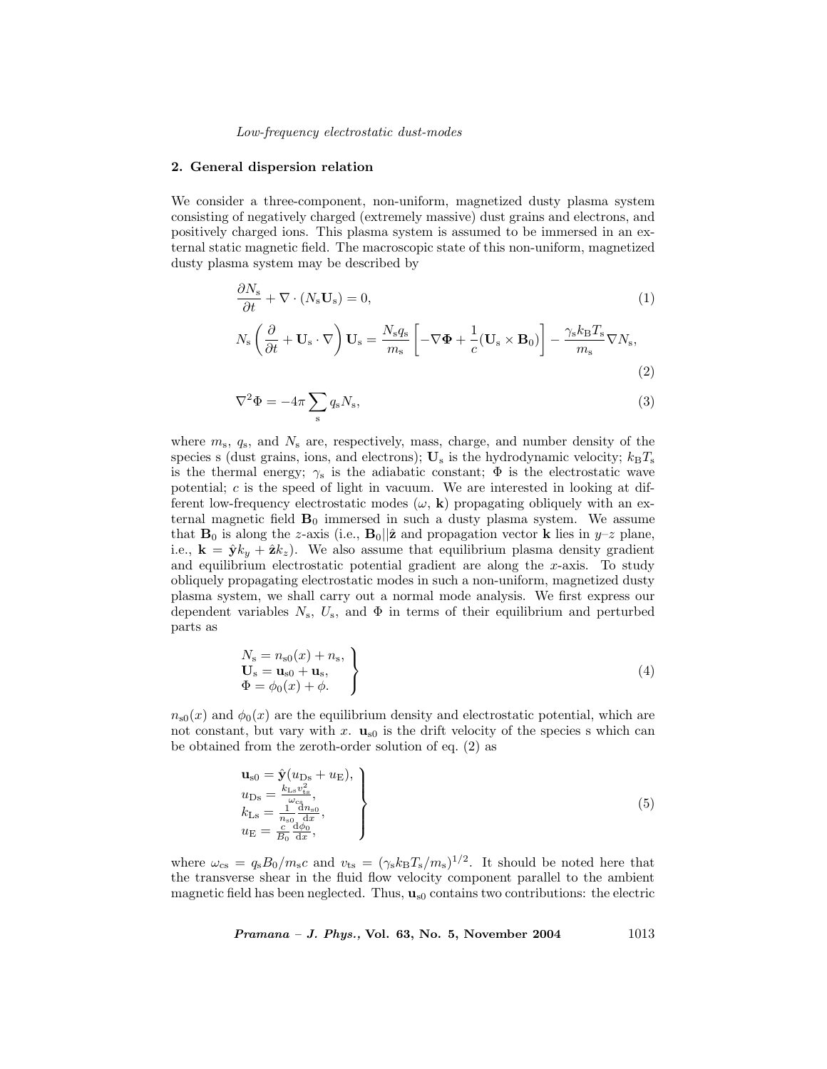## 2. General dispersion relation

We consider a three-component, non-uniform, magnetized dusty plasma system consisting of negatively charged (extremely massive) dust grains and electrons, and positively charged ions. This plasma system is assumed to be immersed in an external static magnetic field. The macroscopic state of this non-uniform, magnetized dusty plasma system may be described by

$$\frac{\partial N_{\rm s}}{\partial t} + \nabla \cdot (N_{\rm s}\mathbf{U}_{\rm s}) = 0, \tag{1}$$

$$N_{\rm s}\left(\frac{\partial}{\partial t} + \mathbf{U}_{\rm s}\cdot\nabla\right)\mathbf{U}_{\rm s} = \frac{N_{\rm s}q_{\rm s}}{m_{\rm s}}\left[-\nabla\mathbf{\Phi} + \frac{1}{c}(\mathbf{U}_{\rm s}\times\mathbf{B}_0)\right] - \frac{\gamma_{\rm s}k_{\rm B}T_{\rm s}}{m_{\rm s}}\nabla N_{\rm s}, \tag{2}$$

$$\nabla^2\Phi = -4\pi\sum_{\rm s} q_{\rm s}N_{\rm s}, \tag{3}$$

where $m_{\rm s}$, $q_{\rm s}$, and $N_{\rm s}$ are, respectively, mass, charge, and number density of the species s (dust grains, ions, and electrons); $\mathbf{U}_{\rm s}$ is the hydrodynamic velocity; $k_{\rm B}T_{\rm s}$ is the thermal energy; $\gamma_{\rm s}$ is the adiabatic constant; $\Phi$ is the electrostatic wave potential; $c$ is the speed of light in vacuum. We are interested in looking at different low-frequency electrostatic modes ($\omega$, $\mathbf{k}$) propagating obliquely with an external magnetic field $\mathbf{B}_0$ immersed in such a dusty plasma system. We assume that $\mathbf{B}_0$ is along the $z$-axis (i.e., $\mathbf{B}_0||\hat{\mathbf{z}}$ and propagation vector $\mathbf{k}$ lies in $y$–$z$ plane, i.e., $\mathbf{k} = \hat{\mathbf{y}}k_y + \hat{\mathbf{z}}k_z$). We also assume that equilibrium plasma density gradient and equilibrium electrostatic potential gradient are along the $x$-axis. To study obliquely propagating electrostatic modes in such a non-uniform, magnetized dusty plasma system, we shall carry out a normal mode analysis. We first express our dependent variables $N_{\rm s}$, $U_{\rm s}$, and $\Phi$ in terms of their equilibrium and perturbed parts as

$$\left.\begin{array}{l} N_{\rm s} = n_{\rm s0}(x) + n_{\rm s}, \\ \mathbf{U}_{\rm s} = \mathbf{u}_{\rm s0} + \mathbf{u}_{\rm s}, \\ \Phi = \phi_0(x) + \phi. \end{array}\right\} \tag{4}$$

$n_{\rm s0}(x)$ and $\phi_0(x)$ are the equilibrium density and electrostatic potential, which are not constant, but vary with $x$. $\mathbf{u}_{\rm s0}$ is the drift velocity of the species s which can be obtained from the zeroth-order solution of eq. (2) as

$$\left.\begin{array}{l} \mathbf{u}_{\rm s0} = \hat{\mathbf{y}}(u_{\rm Ds} + u_{\rm E}), \\ u_{\rm Ds} = \frac{k_{\rm Ls}v_{\rm ts}^2}{\omega_{\rm cs}}, \\ k_{\rm Ls} = \frac{1}{n_{\rm s0}}\frac{{\rm d}n_{\rm s0}}{{\rm d}x}, \\ u_{\rm E} = \frac{c}{B_0}\frac{{\rm d}\phi_0}{{\rm d}x}, \end{array}\right\} \tag{5}$$

where $\omega_{\rm cs} = q_{\rm s}B_0/m_{\rm s}c$ and $v_{\rm ts} = (\gamma_{\rm s}k_{\rm B}T_{\rm s}/m_{\rm s})^{1/2}$. It should be noted here that the transverse shear in the fluid flow velocity component parallel to the ambient magnetic field has been neglected. Thus, $\mathbf{u}_{\rm s0}$ contains two contributions: the electric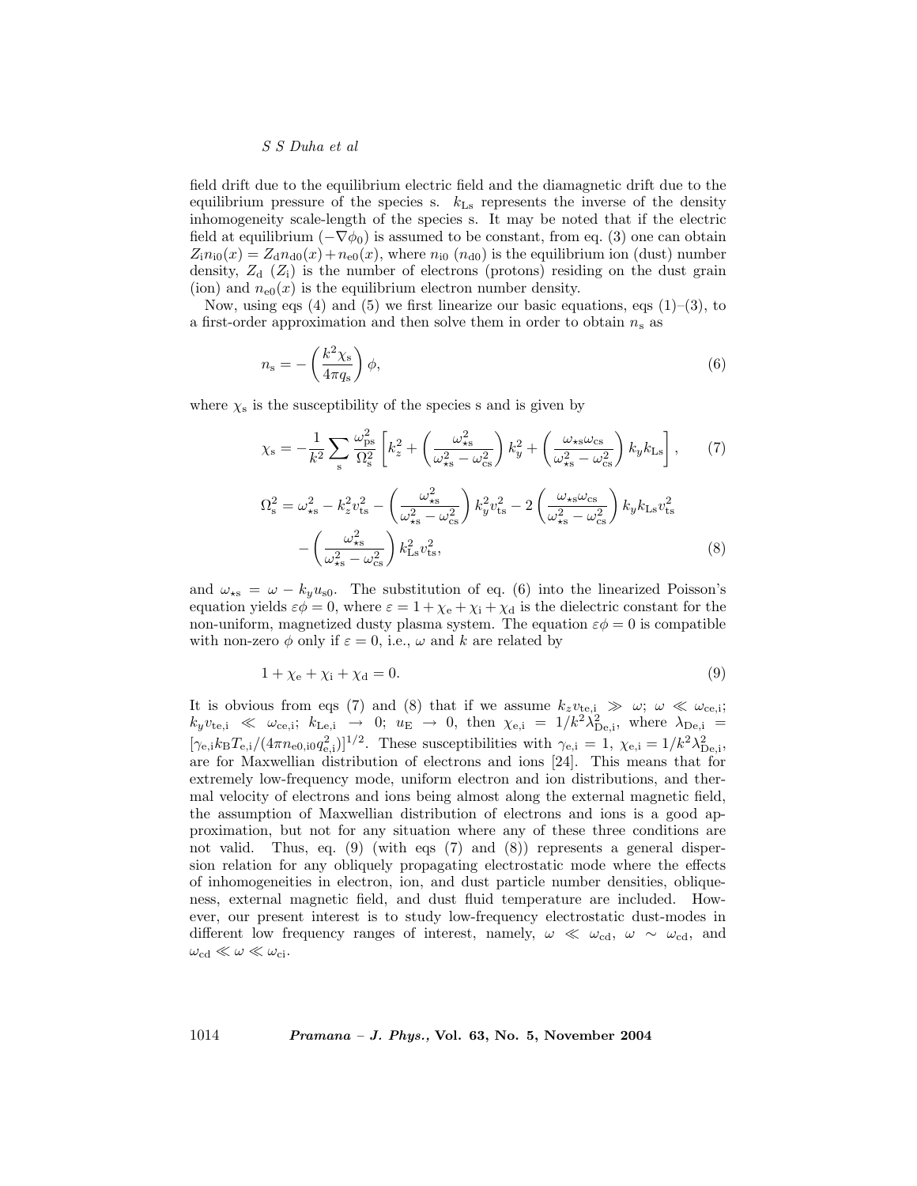field drift due to the equilibrium electric field and the diamagnetic drift due to the equilibrium pressure of the species s. $k_{\rm Ls}$ represents the inverse of the density inhomogeneity scale-length of the species s. It may be noted that if the electric field at equilibrium $(-\nabla\phi_0)$ is assumed to be constant, from eq. (3) one can obtain $Z_{\rm i}n_{\rm i0}(x) = Z_{\rm d}n_{\rm d0}(x) + n_{\rm e0}(x)$, where $n_{\rm i0}$ ($n_{\rm d0}$) is the equilibrium ion (dust) number density, $Z_{\rm d}$ ($Z_{\rm i}$) is the number of electrons (protons) residing on the dust grain (ion) and $n_{\rm e0}(x)$ is the equilibrium electron number density.

Now, using eqs (4) and (5) we first linearize our basic equations, eqs (1)–(3), to a first-order approximation and then solve them in order to obtain $n_{\rm s}$ as

$$n_{\rm s} = -\left(\frac{k^2\chi_{\rm s}}{4\pi q_{\rm s}}\right)\phi, \tag{6}$$

where $\chi_{\rm s}$ is the susceptibility of the species s and is given by

$$\chi_{\rm s} = -\frac{1}{k^2}\sum_{\rm s}\frac{\omega_{\rm ps}^2}{\Omega_{\rm s}^2}\left[k_z^2 + \left(\frac{\omega_{\star{\rm s}}^2}{\omega_{\star{\rm s}}^2-\omega_{\rm cs}^2}\right)k_y^2 + \left(\frac{\omega_{\star{\rm s}}\omega_{\rm cs}}{\omega_{\star{\rm s}}^2-\omega_{\rm cs}^2}\right)k_y k_{\rm Ls}\right], \tag{7}$$

$$\Omega_{\rm s}^2 = \omega_{\star{\rm s}}^2 - k_z^2 v_{\rm ts}^2 - \left(\frac{\omega_{\star{\rm s}}^2}{\omega_{\star{\rm s}}^2-\omega_{\rm cs}^2}\right)k_y^2 v_{\rm ts}^2 - 2\left(\frac{\omega_{\star{\rm s}}\omega_{\rm cs}}{\omega_{\star{\rm s}}^2-\omega_{\rm cs}^2}\right)k_y k_{\rm Ls} v_{\rm ts}^2 - \left(\frac{\omega_{\star{\rm s}}^2}{\omega_{\star{\rm s}}^2-\omega_{\rm cs}^2}\right)k_{\rm Ls}^2 v_{\rm ts}^2, \tag{8}$$

and $\omega_{\star{\rm s}} = \omega - k_y u_{\rm s0}$. The substitution of eq. (6) into the linearized Poisson's equation yields $\varepsilon\phi = 0$, where $\varepsilon = 1 + \chi_{\rm e} + \chi_{\rm i} + \chi_{\rm d}$ is the dielectric constant for the non-uniform, magnetized dusty plasma system. The equation $\varepsilon\phi = 0$ is compatible with non-zero $\phi$ only if $\varepsilon = 0$, i.e., $\omega$ and $k$ are related by

$$1 + \chi_{\rm e} + \chi_{\rm i} + \chi_{\rm d} = 0. \tag{9}$$

It is obvious from eqs (7) and (8) that if we assume $k_z v_{\rm te,i} \gg \omega$; $\omega \ll \omega_{\rm ce,i}$; $k_y v_{\rm te,i} \ll \omega_{\rm ce,i}$; $k_{\rm Le,i} \to 0$; $u_{\rm E} \to 0$, then $\chi_{\rm e,i} = 1/k^2\lambda_{\rm De,i}^2$, where $\lambda_{\rm De,i} = [\gamma_{\rm e,i}k_{\rm B}T_{\rm e,i}/(4\pi n_{\rm e0,i0}q_{\rm e,i}^2)]^{1/2}$. These susceptibilities with $\gamma_{\rm e,i} = 1$, $\chi_{\rm e,i} = 1/k^2\lambda_{\rm De,i}^2$, are for Maxwellian distribution of electrons and ions [24]. This means that for extremely low-frequency mode, uniform electron and ion distributions, and thermal velocity of electrons and ions being almost along the external magnetic field, the assumption of Maxwellian distribution of electrons and ions is a good approximation, but not for any situation where any of these three conditions are not valid. Thus, eq. (9) (with eqs (7) and (8)) represents a general dispersion relation for any obliquely propagating electrostatic mode where the effects of inhomogeneities in electron, ion, and dust particle number densities, obliqueness, external magnetic field, and dust fluid temperature are included. However, our present interest is to study low-frequency electrostatic dust-modes in different low frequency ranges of interest, namely, $\omega \ll \omega_{\rm cd}$, $\omega \sim \omega_{\rm cd}$, and $\omega_{\rm cd} \ll \omega \ll \omega_{\rm ci}$.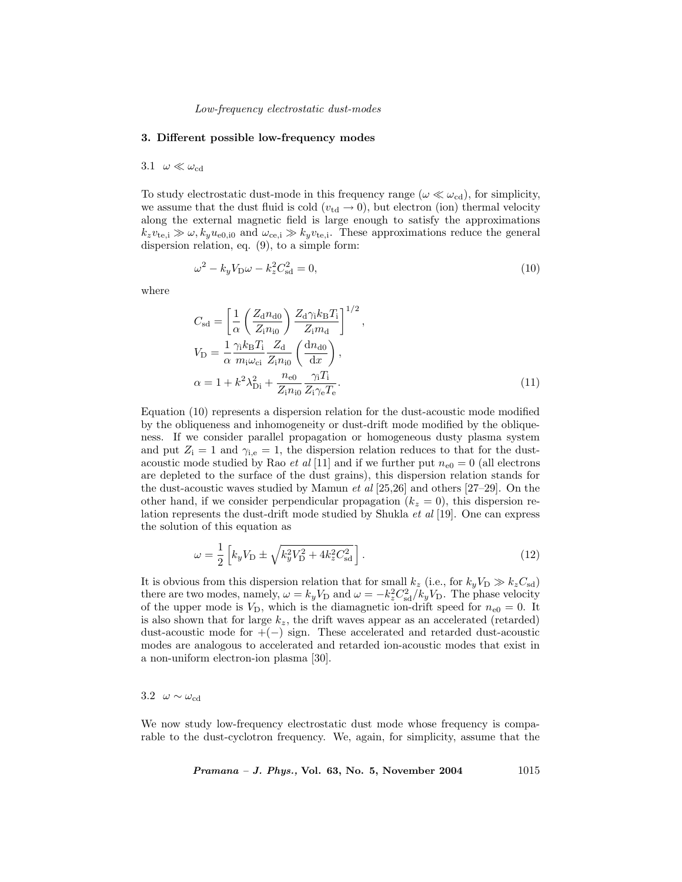## 3. Different possible low-frequency modes

### 3.1 $\omega \ll \omega_{\rm cd}$

To study electrostatic dust-mode in this frequency range ($\omega \ll \omega_{\rm cd}$), for simplicity, we assume that the dust fluid is cold ($v_{\rm td} \to 0$), but electron (ion) thermal velocity along the external magnetic field is large enough to satisfy the approximations $k_z v_{\rm te,i} \gg \omega, k_y u_{\rm e0,i0}$ and $\omega_{\rm ce,i} \gg k_y v_{\rm te,i}$. These approximations reduce the general dispersion relation, eq. (9), to a simple form:

$$\omega^2 - k_y V_{\rm D} \omega - k_z^2 C_{\rm sd}^2 = 0, \tag{10}$$

where

$$C_{\rm sd} = \left[\frac{1}{\alpha}\left(\frac{Z_{\rm d} n_{\rm d0}}{Z_{\rm i} n_{\rm i0}}\right)\frac{Z_{\rm d}\gamma_{\rm i} k_{\rm B} T_{\rm i}}{Z_{\rm i} m_{\rm d}}\right]^{1/2},$$

$$V_{\rm D} = \frac{1}{\alpha}\frac{\gamma_{\rm i} k_{\rm B} T_{\rm i}}{m_{\rm i}\omega_{\rm ci}}\frac{Z_{\rm d}}{Z_{\rm i} n_{\rm i0}}\left(\frac{{\rm d}n_{\rm d0}}{{\rm d}x}\right),$$

$$\alpha = 1 + k^2\lambda_{\rm Di}^2 + \frac{n_{\rm e0}}{Z_{\rm i} n_{\rm i0}}\frac{\gamma_{\rm i} T_{\rm i}}{Z_{\rm i}\gamma_{\rm e} T_{\rm e}}. \tag{11}$$

Equation (10) represents a dispersion relation for the dust-acoustic mode modified by the obliqueness and inhomogeneity or dust-drift mode modified by the obliqueness. If we consider parallel propagation or homogeneous dusty plasma system and put $Z_{\rm i} = 1$ and $\gamma_{\rm i,e} = 1$, the dispersion relation reduces to that for the dust-acoustic mode studied by Rao *et al* [11] and if we further put $n_{\rm e0} = 0$ (all electrons are depleted to the surface of the dust grains), this dispersion relation stands for the dust-acoustic waves studied by Mamun *et al* [25,26] and others [27–29]. On the other hand, if we consider perpendicular propagation ($k_z = 0$), this dispersion relation represents the dust-drift mode studied by Shukla *et al* [19]. One can express the solution of this equation as

$$\omega = \frac{1}{2}\left[k_y V_{\rm D} \pm \sqrt{k_y^2 V_{\rm D}^2 + 4 k_z^2 C_{\rm sd}^2}\right]. \tag{12}$$

It is obvious from this dispersion relation that for small $k_z$ (i.e., for $k_y V_{\rm D} \gg k_z C_{\rm sd}$) there are two modes, namely, $\omega = k_y V_{\rm D}$ and $\omega = -k_z^2 C_{\rm sd}^2 / k_y V_{\rm D}$. The phase velocity of the upper mode is $V_{\rm D}$, which is the diamagnetic ion-drift speed for $n_{\rm e0} = 0$. It is also shown that for large $k_z$, the drift waves appear as an accelerated (retarded) dust-acoustic mode for $+(-)$ sign. These accelerated and retarded dust-acoustic modes are analogous to accelerated and retarded ion-acoustic modes that exist in a non-uniform electron-ion plasma [30].

### 3.2 $\omega \sim \omega_{\rm cd}$

We now study low-frequency electrostatic dust mode whose frequency is comparable to the dust-cyclotron frequency. We, again, for simplicity, assume that the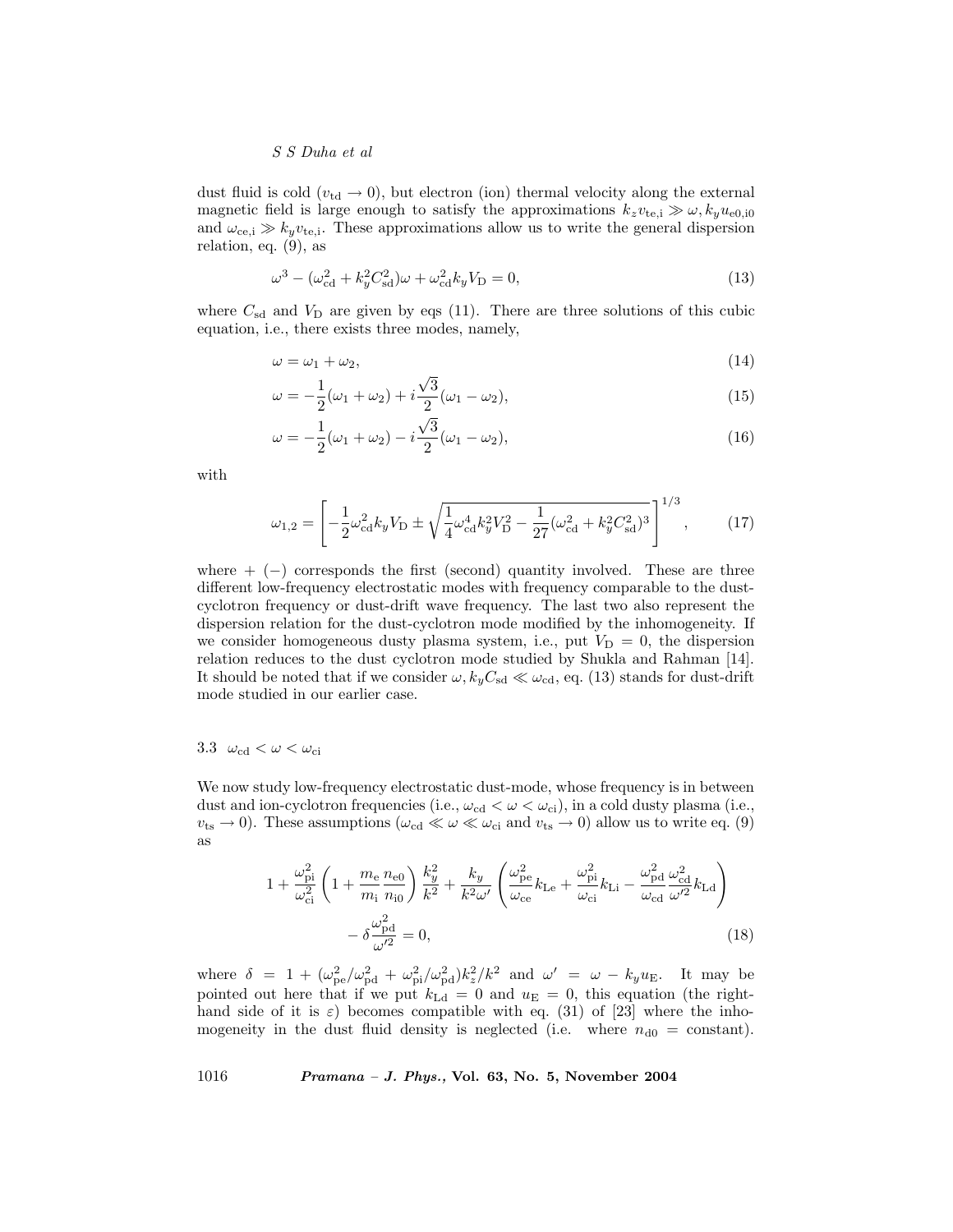dust fluid is cold ($v_{\rm td} \to 0$), but electron (ion) thermal velocity along the external magnetic field is large enough to satisfy the approximations $k_z v_{\rm te,i} \gg \omega, k_y u_{\rm e0,i0}$ and $\omega_{\rm ce,i} \gg k_y v_{\rm te,i}$. These approximations allow us to write the general dispersion relation, eq. (9), as

$$\omega^3 - (\omega_{\rm cd}^2 + k_y^2 C_{\rm sd}^2)\omega + \omega_{\rm cd}^2 k_y V_{\rm D} = 0, \tag{13}$$

where $C_{\rm sd}$ and $V_{\rm D}$ are given by eqs (11). There are three solutions of this cubic equation, i.e., there exists three modes, namely,

$$\omega = \omega_1 + \omega_2, \tag{14}$$

$$\omega = -\frac{1}{2}(\omega_1 + \omega_2) + i\frac{\sqrt{3}}{2}(\omega_1 - \omega_2), \tag{15}$$

$$\omega = -\frac{1}{2}(\omega_1 + \omega_2) - i\frac{\sqrt{3}}{2}(\omega_1 - \omega_2), \tag{16}$$

with

$$\omega_{1,2} = \left[ -\frac{1}{2}\omega_{\rm cd}^2 k_y V_{\rm D} \pm \sqrt{\frac{1}{4}\omega_{\rm cd}^4 k_y^2 V_{\rm D}^2 - \frac{1}{27}(\omega_{\rm cd}^2 + k_y^2 C_{\rm sd}^2)^3} \right]^{1/3}, \tag{17}$$

where $+$ $(-)$ corresponds the first (second) quantity involved. These are three different low-frequency electrostatic modes with frequency comparable to the dust-cyclotron frequency or dust-drift wave frequency. The last two also represent the dispersion relation for the dust-cyclotron mode modified by the inhomogeneity. If we consider homogeneous dusty plasma system, i.e., put $V_{\rm D} = 0$, the dispersion relation reduces to the dust cyclotron mode studied by Shukla and Rahman [14]. It should be noted that if we consider $\omega, k_y C_{\rm sd} \ll \omega_{\rm cd}$, eq. (13) stands for dust-drift mode studied in our earlier case.

### 3.3 $\omega_{\rm cd} < \omega < \omega_{\rm ci}$

We now study low-frequency electrostatic dust-mode, whose frequency is in between dust and ion-cyclotron frequencies (i.e., $\omega_{\rm cd} < \omega < \omega_{\rm ci}$), in a cold dusty plasma (i.e., $v_{\rm ts} \to 0$). These assumptions ($\omega_{\rm cd} \ll \omega \ll \omega_{\rm ci}$ and $v_{\rm ts} \to 0$) allow us to write eq. (9) as

$$1 + \frac{\omega_{\rm pi}^2}{\omega_{\rm ci}^2}\left(1 + \frac{m_{\rm e}}{m_{\rm i}}\frac{n_{\rm e0}}{n_{\rm i0}}\right)\frac{k_y^2}{k^2} + \frac{k_y}{k^2 \omega'}\left(\frac{\omega_{\rm pe}^2}{\omega_{\rm ce}}k_{\rm Le} + \frac{\omega_{\rm pi}^2}{\omega_{\rm ci}}k_{\rm Li} - \frac{\omega_{\rm pd}^2}{\omega_{\rm cd}}\frac{\omega_{\rm cd}^2}{\omega'^2}k_{\rm Ld}\right) - \delta\frac{\omega_{\rm pd}^2}{\omega'^2} = 0, \tag{18}$$

where $\delta = 1 + (\omega_{\rm pe}^2/\omega_{\rm pd}^2 + \omega_{\rm pi}^2/\omega_{\rm pd}^2)k_z^2/k^2$ and $\omega' = \omega - k_y u_{\rm E}$. It may be pointed out here that if we put $k_{\rm Ld} = 0$ and $u_{\rm E} = 0$, this equation (the right-hand side of it is $\varepsilon$) becomes compatible with eq. (31) of [23] where the inhomogeneity in the dust fluid density is neglected (i.e. where $n_{\rm d0}$ = constant).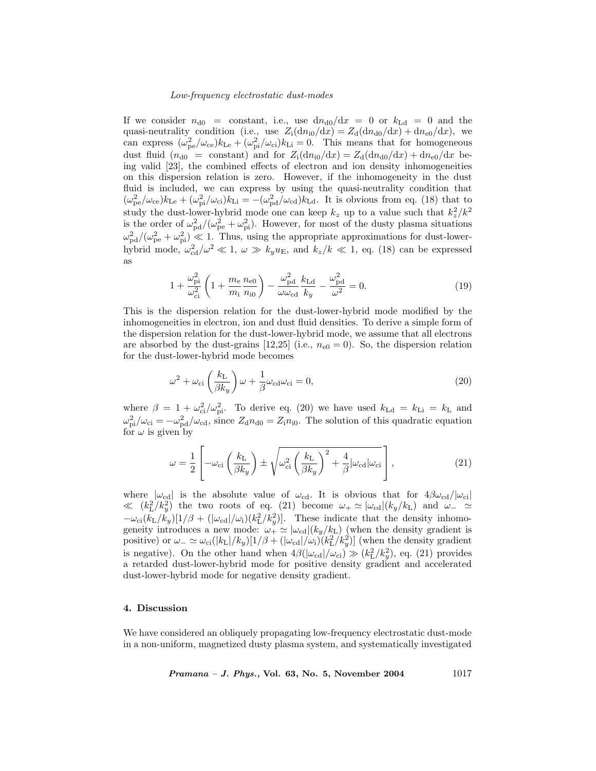If we consider $n_{\rm d0}$ = constant, i.e., use ${\rm d}n_{\rm d0}/{\rm d}x = 0$ or $k_{\rm Ld} = 0$ and the quasi-neutrality condition (i.e., use $Z_{\rm i}({\rm d}n_{\rm i0}/{\rm d}x) = Z_{\rm d}({\rm d}n_{\rm d0}/{\rm d}x) + {\rm d}n_{\rm e0}/{\rm d}x)$, we can express $(\omega_{\rm pe}^2/\omega_{\rm ce})k_{\rm Le} + (\omega_{\rm pi}^2/\omega_{\rm ci})k_{\rm Li} = 0$. This means that for homogeneous dust fluid ($n_{\rm d0}$ = constant) and for $Z_{\rm i}({\rm d}n_{\rm i0}/{\rm d}x) = Z_{\rm d}({\rm d}n_{\rm d0}/{\rm d}x) + {\rm d}n_{\rm e0}/{\rm d}x$ being valid [23], the combined effects of electron and ion density inhomogeneities on this dispersion relation is zero. However, if the inhomogeneity in the dust fluid is included, we can express by using the quasi-neutrality condition that $(\omega_{\rm pe}^2/\omega_{\rm ce})k_{\rm Le} + (\omega_{\rm pi}^2/\omega_{\rm ci})k_{\rm Li} = -(\omega_{\rm pd}^2/\omega_{\rm cd})k_{\rm Ld}$. It is obvious from eq. (18) that to study the dust-lower-hybrid mode one can keep $k_z$ up to a value such that $k_z^2/k^2$ is the order of $\omega_{\rm pd}^2/(\omega_{\rm pe}^2 + \omega_{\rm pi}^2)$. However, for most of the dusty plasma situations $\omega_{\rm pd}^2/(\omega_{\rm pe}^2 + \omega_{\rm pi}^2) \ll 1$. Thus, using the appropriate approximations for dust-lower-hybrid mode, $\omega_{\rm cd}^2/\omega^2 \ll 1$, $\omega \gg k_y u_{\rm E}$, and $k_z/k \ll 1$, eq. (18) can be expressed as

$$1 + \frac{\omega_{\rm pi}^2}{\omega_{\rm ci}^2}\left(1 + \frac{m_{\rm e}}{m_{\rm i}}\frac{n_{\rm e0}}{n_{\rm i0}}\right) - \frac{\omega_{\rm pd}^2}{\omega\omega_{\rm cd}}\frac{k_{\rm Ld}}{k_y} - \frac{\omega_{\rm pd}^2}{\omega^2} = 0. \tag{19}$$

This is the dispersion relation for the dust-lower-hybrid mode modified by the inhomogeneities in electron, ion and dust fluid densities. To derive a simple form of the dispersion relation for the dust-lower-hybrid mode, we assume that all electrons are absorbed by the dust-grains [12,25] (i.e., $n_{\rm e0} = 0$). So, the dispersion relation for the dust-lower-hybrid mode becomes

$$\omega^2 + \omega_{\rm ci}\left(\frac{k_{\rm L}}{\beta k_y}\right)\omega + \frac{1}{\beta}\omega_{\rm cd}\omega_{\rm ci} = 0, \tag{20}$$

where $\beta = 1 + \omega_{\rm ci}^2/\omega_{\rm pi}^2$. To derive eq. (20) we have used $k_{\rm Ld} = k_{\rm Li} = k_{\rm L}$ and $\omega_{\rm pi}^2/\omega_{\rm ci} = -\omega_{\rm pd}^2/\omega_{\rm cd}$, since $Z_{\rm d}n_{\rm d0} = Z_{\rm i}n_{\rm i0}$. The solution of this quadratic equation for $\omega$ is given by

$$\omega = \frac{1}{2}\left[-\omega_{\rm ci}\left(\frac{k_{\rm L}}{\beta k_y}\right) \pm \sqrt{\omega_{\rm ci}^2\left(\frac{k_{\rm L}}{\beta k_y}\right)^2 + \frac{4}{\beta}|\omega_{\rm cd}|\omega_{\rm ci}}\right], \tag{21}$$

where $|\omega_{\rm cd}|$ is the absolute value of $\omega_{\rm cd}$. It is obvious that for $4\beta\omega_{\rm cd}/|\omega_{\rm ci}| \ll (k_{\rm L}^2/k_y^2)$ the two roots of eq. (21) become $\omega_+ \simeq |\omega_{\rm cd}|(k_y/k_{\rm L})$ and $\omega_- \simeq -\omega_{\rm ci}(k_{\rm L}/k_y)[1/\beta + (|\omega_{\rm cd}|/\omega_{\rm i})(k_{\rm L}^2/k_y^2)]$. These indicate that the density inhomogeneity introduces a new mode: $\omega_+ \simeq |\omega_{\rm cd}|(k_y/k_{\rm L})$ (when the density gradient is positive) or $\omega_- \simeq \omega_{\rm ci}(|k_{\rm L}|/k_y)[1/\beta + (|\omega_{\rm cd}|/\omega_{\rm i})(k_{\rm L}^2/k_y^2)]$ (when the density gradient is negative). On the other hand when $4\beta(|\omega_{\rm cd}|/\omega_{\rm ci}) \gg (k_{\rm L}^2/k_y^2)$, eq. (21) provides a retarded dust-lower-hybrid mode for positive density gradient and accelerated dust-lower-hybrid mode for negative density gradient.

## 4. Discussion

We have considered an obliquely propagating low-frequency electrostatic dust-mode in a non-uniform, magnetized dusty plasma system, and systematically investigated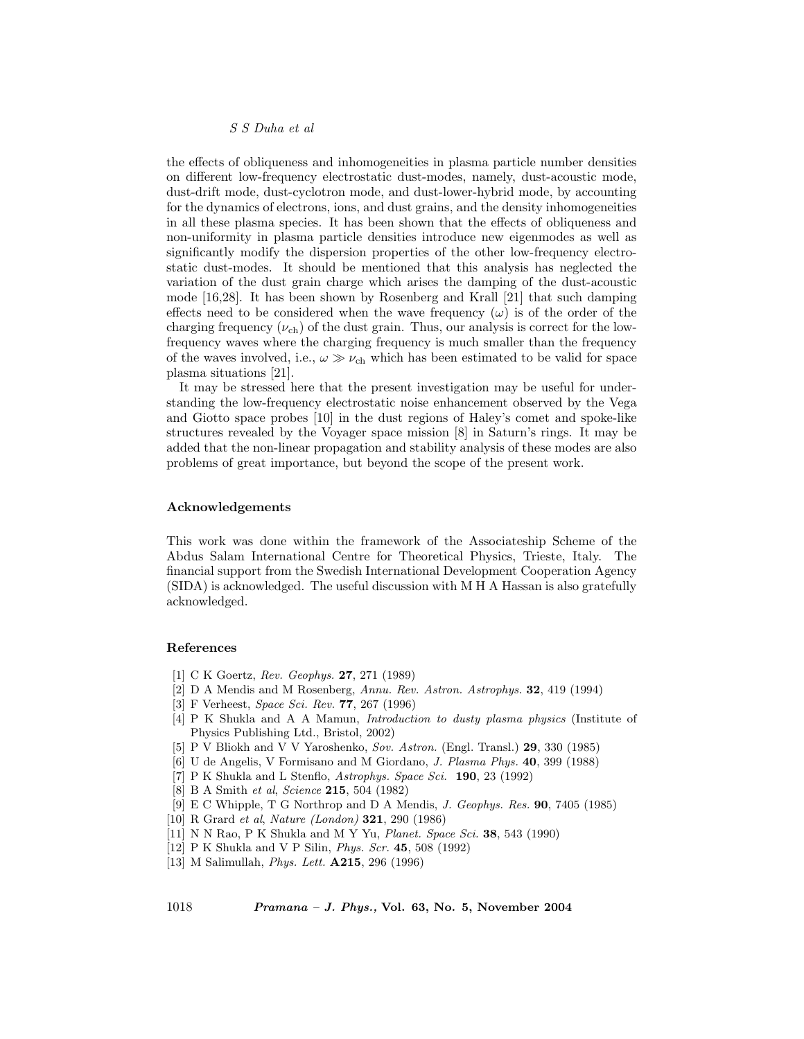the effects of obliqueness and inhomogeneities in plasma particle number densities on different low-frequency electrostatic dust-modes, namely, dust-acoustic mode, dust-drift mode, dust-cyclotron mode, and dust-lower-hybrid mode, by accounting for the dynamics of electrons, ions, and dust grains, and the density inhomogeneities in all these plasma species. It has been shown that the effects of obliqueness and non-uniformity in plasma particle densities introduce new eigenmodes as well as significantly modify the dispersion properties of the other low-frequency electrostatic dust-modes. It should be mentioned that this analysis has neglected the variation of the dust grain charge which arises the damping of the dust-acoustic mode [16,28]. It has been shown by Rosenberg and Krall [21] that such damping effects need to be considered when the wave frequency ($\omega$) is of the order of the charging frequency ($\nu_{\rm ch}$) of the dust grain. Thus, our analysis is correct for the low-frequency waves where the charging frequency is much smaller than the frequency of the waves involved, i.e., $\omega \gg \nu_{\rm ch}$ which has been estimated to be valid for space plasma situations [21].

It may be stressed here that the present investigation may be useful for understanding the low-frequency electrostatic noise enhancement observed by the Vega and Giotto space probes [10] in the dust regions of Haley's comet and spoke-like structures revealed by the Voyager space mission [8] in Saturn's rings. It may be added that the non-linear propagation and stability analysis of these modes are also problems of great importance, but beyond the scope of the present work.

## Acknowledgements

This work was done within the framework of the Associateship Scheme of the Abdus Salam International Centre for Theoretical Physics, Trieste, Italy. The financial support from the Swedish International Development Cooperation Agency (SIDA) is acknowledged. The useful discussion with M H A Hassan is also gratefully acknowledged.

## References

[1] C K Goertz, *Rev. Geophys.* **27**, 271 (1989)
[2] D A Mendis and M Rosenberg, *Annu. Rev. Astron. Astrophys.* **32**, 419 (1994)
[3] F Verheest, *Space Sci. Rev.* **77**, 267 (1996)
[4] P K Shukla and A A Mamun, *Introduction to dusty plasma physics* (Institute of Physics Publishing Ltd., Bristol, 2002)
[5] P V Bliokh and V V Yaroshenko, *Sov. Astron.* (Engl. Transl.) **29**, 330 (1985)
[6] U de Angelis, V Formisano and M Giordano, *J. Plasma Phys.* **40**, 399 (1988)
[7] P K Shukla and L Stenflo, *Astrophys. Space Sci.* **190**, 23 (1992)
[8] B A Smith *et al*, *Science* **215**, 504 (1982)
[9] E C Whipple, T G Northrop and D A Mendis, *J. Geophys. Res.* **90**, 7405 (1985)
[10] R Grard *et al*, *Nature (London)* **321**, 290 (1986)
[11] N N Rao, P K Shukla and M Y Yu, *Planet. Space Sci.* **38**, 543 (1990)
[12] P K Shukla and V P Silin, *Phys. Scr.* **45**, 508 (1992)
[13] M Salimullah, *Phys. Lett.* **A215**, 296 (1996)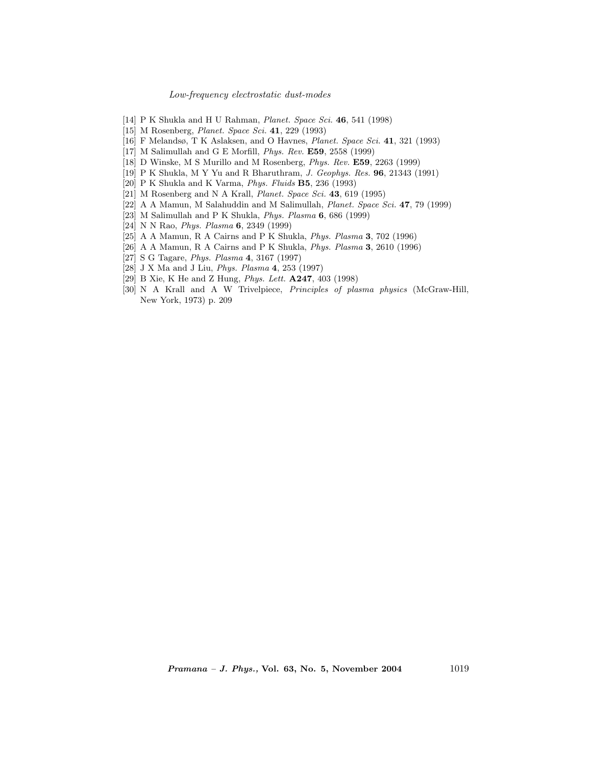[14] P K Shukla and H U Rahman, *Planet. Space Sci.* **46**, 541 (1998)
[15] M Rosenberg, *Planet. Space Sci.* **41**, 229 (1993)
[16] F Melandsø, T K Aslaksen, and O Havnes, *Planet. Space Sci.* **41**, 321 (1993)
[17] M Salimullah and G E Morfill, *Phys. Rev.* **E59**, 2558 (1999)
[18] D Winske, M S Murillo and M Rosenberg, *Phys. Rev.* **E59**, 2263 (1999)
[19] P K Shukla, M Y Yu and R Bharuthram, *J. Geophys. Res.* **96**, 21343 (1991)
[20] P K Shukla and K Varma, *Phys. Fluids* **B5**, 236 (1993)
[21] M Rosenberg and N A Krall, *Planet. Space Sci.* **43**, 619 (1995)
[22] A A Mamun, M Salahuddin and M Salimullah, *Planet. Space Sci.* **47**, 79 (1999)
[23] M Salimullah and P K Shukla, *Phys. Plasma* **6**, 686 (1999)
[24] N N Rao, *Phys. Plasma* **6**, 2349 (1999)
[25] A A Mamun, R A Cairns and P K Shukla, *Phys. Plasma* **3**, 702 (1996)
[26] A A Mamun, R A Cairns and P K Shukla, *Phys. Plasma* **3**, 2610 (1996)
[27] S G Tagare, *Phys. Plasma* **4**, 3167 (1997)
[28] J X Ma and J Liu, *Phys. Plasma* **4**, 253 (1997)
[29] B Xie, K He and Z Hung, *Phys. Lett.* **A247**, 403 (1998)
[30] N A Krall and A W Trivelpiece, *Principles of plasma physics* (McGraw-Hill, New York, 1973) p. 209